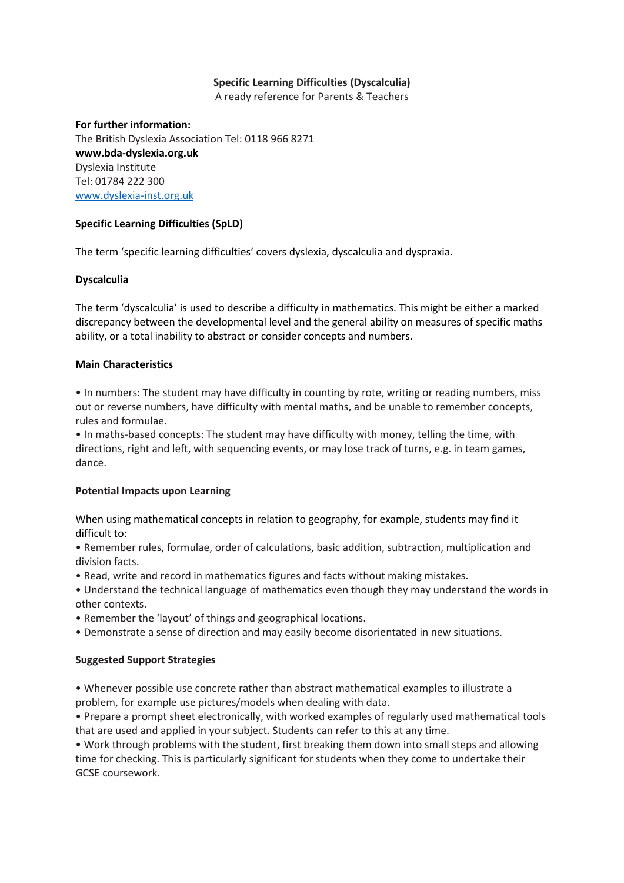**Specific Learning Difficulties (Dyscalculia)**

A ready reference for Parents & Teachers

**For further information:**

The British Dyslexia Association Tel: 0118 966 8271

**www.bda-dyslexia.org.uk**

Dyslexia Institute

Tel: 01784 222 300

[www.dyslexia-inst.org.uk](http://www.dyslexia-inst.org.uk)

**Specific Learning Difficulties (SpLD)**

The term 'specific learning difficulties' covers dyslexia, dyscalculia and dyspraxia.

**Dyscalculia**

The term 'dyscalculia' is used to describe a difficulty in mathematics. This might be either a marked discrepancy between the developmental level and the general ability on measures of specific maths ability, or a total inability to abstract or consider concepts and numbers.

**Main Characteristics**

- In numbers: The student may have difficulty in counting by rote, writing or reading numbers, miss out or reverse numbers, have difficulty with mental maths, and be unable to remember concepts, rules and formulae.
- In maths-based concepts: The student may have difficulty with money, telling the time, with directions, right and left, with sequencing events, or may lose track of turns, e.g. in team games, dance.

**Potential Impacts upon Learning**

When using mathematical concepts in relation to geography, for example, students may find it difficult to:

- Remember rules, formulae, order of calculations, basic addition, subtraction, multiplication and division facts.
- Read, write and record in mathematics figures and facts without making mistakes.
- Understand the technical language of mathematics even though they may understand the words in other contexts.
- Remember the 'layout' of things and geographical locations.
- Demonstrate a sense of direction and may easily become disorientated in new situations.

**Suggested Support Strategies**

- Whenever possible use concrete rather than abstract mathematical examples to illustrate a problem, for example use pictures/models when dealing with data.
- Prepare a prompt sheet electronically, with worked examples of regularly used mathematical tools that are used and applied in your subject. Students can refer to this at any time.
- Work through problems with the student, first breaking them down into small steps and allowing time for checking. This is particularly significant for students when they come to undertake their GCSE coursework.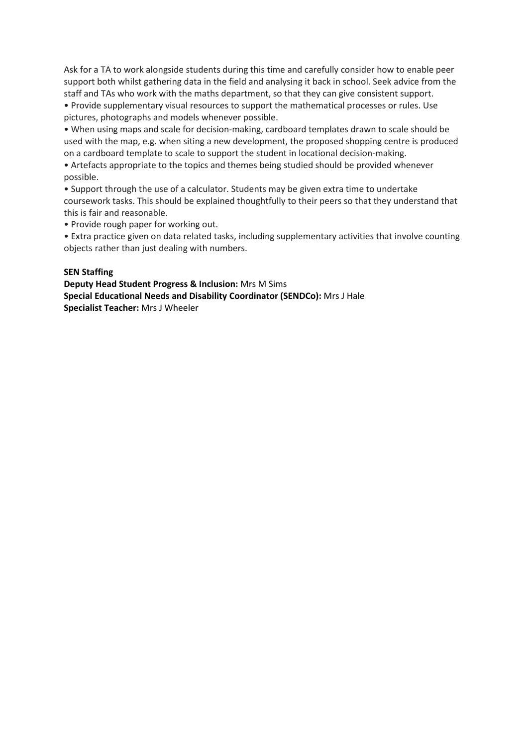Ask for a TA to work alongside students during this time and carefully consider how to enable peer support both whilst gathering data in the field and analysing it back in school. Seek advice from the staff and TAs who work with the maths department, so that they can give consistent support.

- Provide supplementary visual resources to support the mathematical processes or rules. Use pictures, photographs and models whenever possible.
- When using maps and scale for decision-making, cardboard templates drawn to scale should be used with the map, e.g. when siting a new development, the proposed shopping centre is produced on a cardboard template to scale to support the student in locational decision-making.
- Artefacts appropriate to the topics and themes being studied should be provided whenever possible.
- Support through the use of a calculator. Students may be given extra time to undertake coursework tasks. This should be explained thoughtfully to their peers so that they understand that this is fair and reasonable.
- Provide rough paper for working out.
- Extra practice given on data related tasks, including supplementary activities that involve counting objects rather than just dealing with numbers.

**SEN Staffing**

**Deputy Head Student Progress & Inclusion:** Mrs M Sims

**Special Educational Needs and Disability Coordinator (SENDCo):** Mrs J Hale

**Specialist Teacher:** Mrs J Wheeler